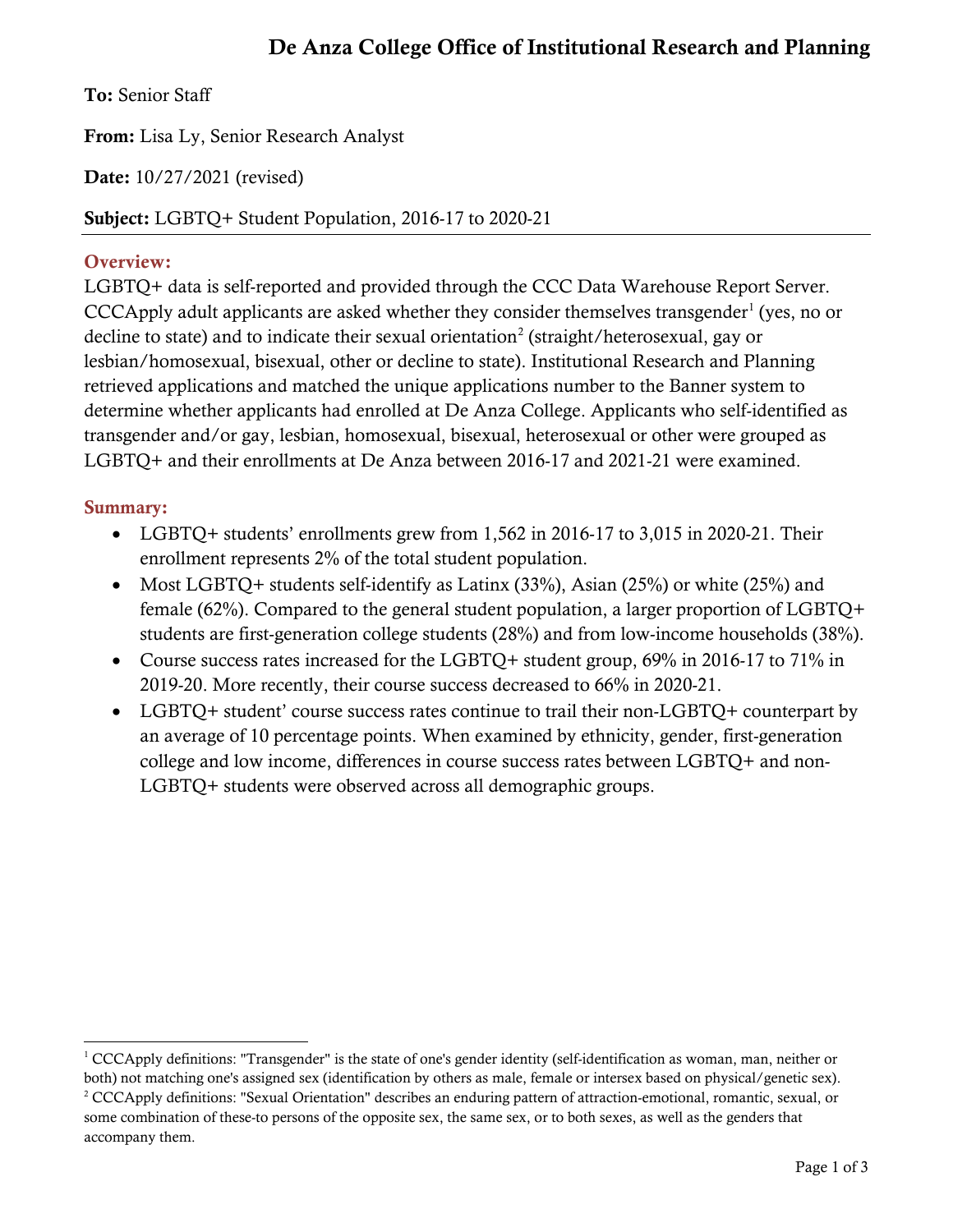# De Anza College Office of Institutional Research and Planning

**To:** Senior Staff

**From:** Lisa Ly, Senior Research Analyst

**Date:** 10/27/2021 (revised)

**Subject:** LGBTQ+ Student Population, 2016-17 to 2020-21

## Overview:

LGBTQ+ data is self-reported and provided through the CCC Data Warehouse Report Server. CCCApply adult applicants are asked whether they consider themselves transgender[1] (yes, no or decline to state) and to indicate their sexual orientation[2] (straight/heterosexual, gay or lesbian/homosexual, bisexual, other or decline to state). Institutional Research and Planning retrieved applications and matched the unique applications number to the Banner system to determine whether applicants had enrolled at De Anza College. Applicants who self-identified as transgender and/or gay, lesbian, homosexual, bisexual, heterosexual or other were grouped as LGBTQ+ and their enrollments at De Anza between 2016-17 and 2021-21 were examined.

## Summary:

- LGBTQ+ students' enrollments grew from 1,562 in 2016-17 to 3,015 in 2020-21. Their enrollment represents 2% of the total student population.
- Most LGBTQ+ students self-identify as Latinx (33%), Asian (25%) or white (25%) and female (62%). Compared to the general student population, a larger proportion of LGBTQ+ students are first-generation college students (28%) and from low-income households (38%).
- Course success rates increased for the LGBTQ+ student group, 69% in 2016-17 to 71% in 2019-20. More recently, their course success decreased to 66% in 2020-21.
- LGBTQ+ student' course success rates continue to trail their non-LGBTQ+ counterpart by an average of 10 percentage points. When examined by ethnicity, gender, first-generation college and low income, differences in course success rates between LGBTQ+ and non-LGBTQ+ students were observed across all demographic groups.

---

[1] CCCApply definitions: "Transgender" is the state of one's gender identity (self-identification as woman, man, neither or both) not matching one's assigned sex (identification by others as male, female or intersex based on physical/genetic sex).

[2] CCCApply definitions: "Sexual Orientation" describes an enduring pattern of attraction-emotional, romantic, sexual, or some combination of these-to persons of the opposite sex, the same sex, or to both sexes, as well as the genders that accompany them.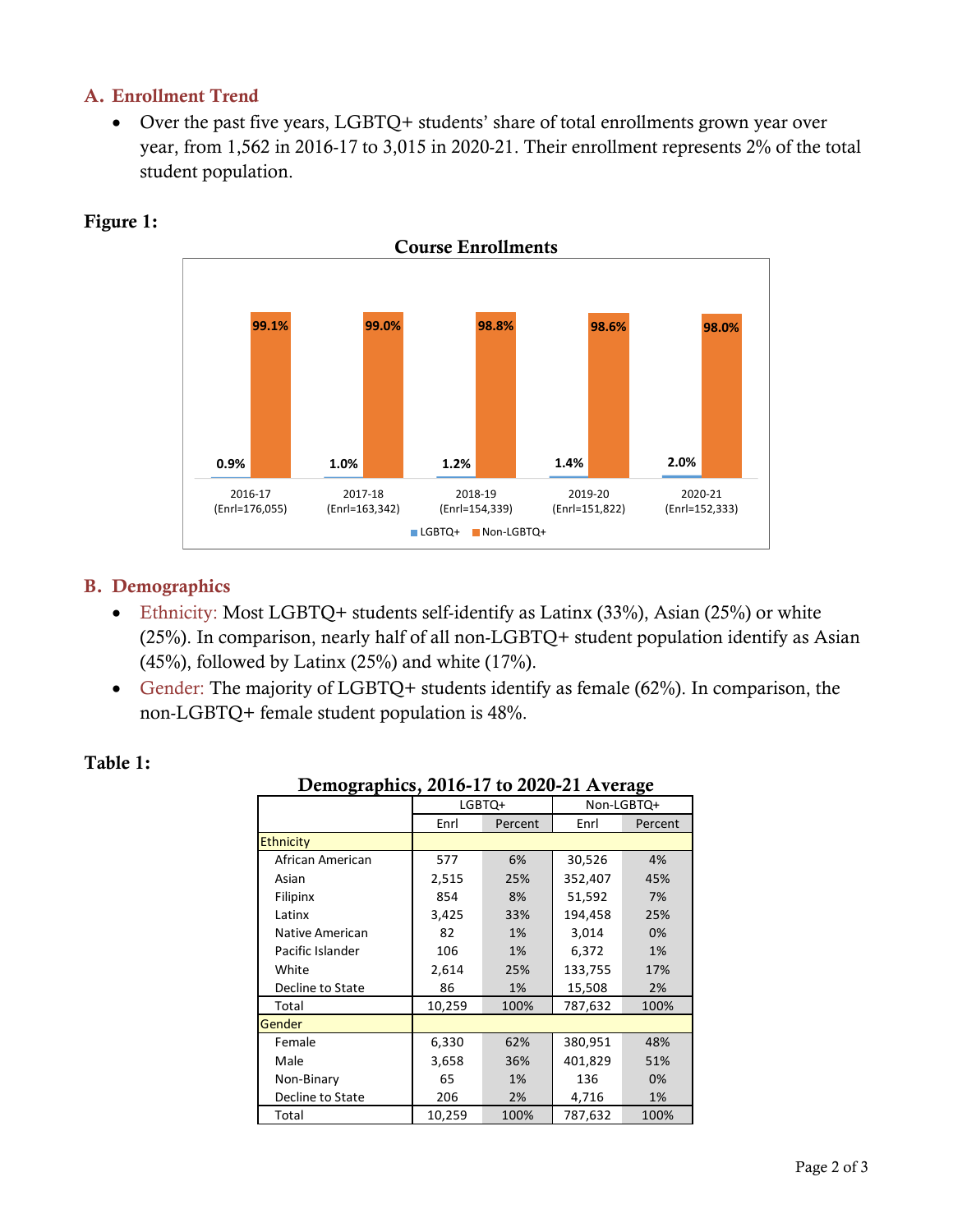## A. Enrollment Trend

- Over the past five years, LGBTQ+ students' share of total enrollments grown year over year, from 1,562 in 2016-17 to 3,015 in 2020-21. Their enrollment represents 2% of the total student population.

**Figure 1:**

**Course Enrollments**

| | LGBTQ+ | Non-LGBTQ+ |
|---|---|---|
| 2016-17 (Enrl=176,055) | 0.9% | 99.1% |
| 2017-18 (Enrl=163,342) | 1.0% | 99.0% |
| 2018-19 (Enrl=154,339) | 1.2% | 98.8% |
| 2019-20 (Enrl=151,822) | 1.4% | 98.6% |
| 2020-21 (Enrl=152,333) | 2.0% | 98.0% |

## B. Demographics

- Ethnicity: Most LGBTQ+ students self-identify as Latinx (33%), Asian (25%) or white (25%). In comparison, nearly half of all non-LGBTQ+ student population identify as Asian (45%), followed by Latinx (25%) and white (17%).
- Gender: The majority of LGBTQ+ students identify as female (62%). In comparison, the non-LGBTQ+ female student population is 48%.

**Table 1:**

**Demographics, 2016-17 to 2020-21 Average**

| | LGBTQ+ | | Non-LGBTQ+ | |
|---|---|---|---|---|
| | Enrl | Percent | Enrl | Percent |
| Ethnicity | | | | |
| African American | 577 | 6% | 30,526 | 4% |
| Asian | 2,515 | 25% | 352,407 | 45% |
| Filipinx | 854 | 8% | 51,592 | 7% |
| Latinx | 3,425 | 33% | 194,458 | 25% |
| Native American | 82 | 1% | 3,014 | 0% |
| Pacific Islander | 106 | 1% | 6,372 | 1% |
| White | 2,614 | 25% | 133,755 | 17% |
| Decline to State | 86 | 1% | 15,508 | 2% |
| Total | 10,259 | 100% | 787,632 | 100% |
| Gender | | | | |
| Female | 6,330 | 62% | 380,951 | 48% |
| Male | 3,658 | 36% | 401,829 | 51% |
| Non-Binary | 65 | 1% | 136 | 0% |
| Decline to State | 206 | 2% | 4,716 | 1% |
| Total | 10,259 | 100% | 787,632 | 100% |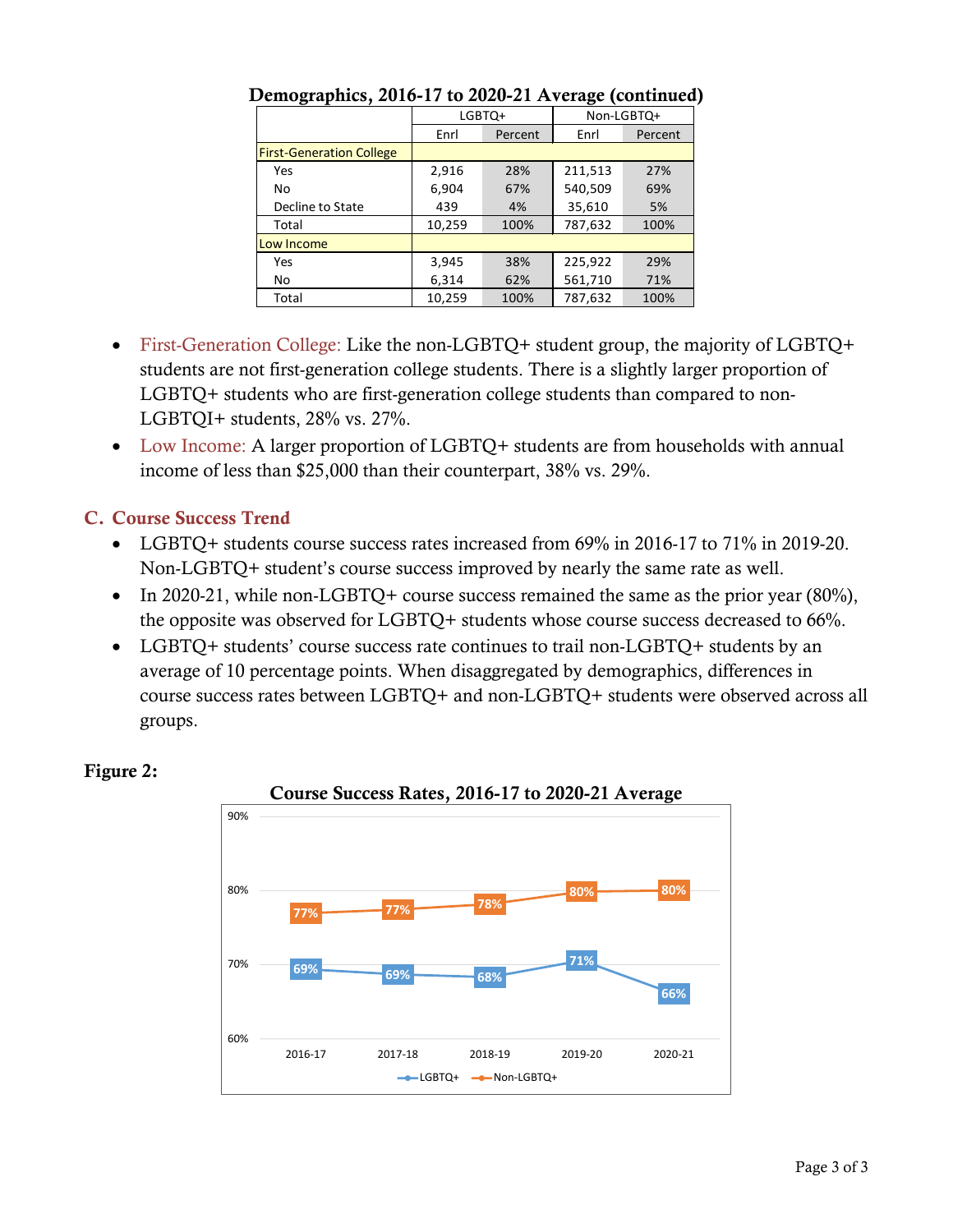**Demographics, 2016-17 to 2020-21 Average (continued)**

| | LGBTQ+ | | Non-LGBTQ+ | |
|---|---|---|---|---|
| | Enrl | Percent | Enrl | Percent |
| First-Generation College | | | | |
| Yes | 2,916 | 28% | 211,513 | 27% |
| No | 6,904 | 67% | 540,509 | 69% |
| Decline to State | 439 | 4% | 35,610 | 5% |
| Total | 10,259 | 100% | 787,632 | 100% |
| Low Income | | | | |
| Yes | 3,945 | 38% | 225,922 | 29% |
| No | 6,314 | 62% | 561,710 | 71% |
| Total | 10,259 | 100% | 787,632 | 100% |

- First-Generation College: Like the non-LGBTQ+ student group, the majority of LGBTQ+ students are not first-generation college students. There is a slightly larger proportion of LGBTQ+ students who are first-generation college students than compared to non-LGBTQI+ students, 28% vs. 27%.
- Low Income: A larger proportion of LGBTQ+ students are from households with annual income of less than $25,000 than their counterpart, 38% vs. 29%.

## C. Course Success Trend

- LGBTQ+ students course success rates increased from 69% in 2016-17 to 71% in 2019-20. Non-LGBTQ+ student's course success improved by nearly the same rate as well.
- In 2020-21, while non-LGBTQ+ course success remained the same as the prior year (80%), the opposite was observed for LGBTQ+ students whose course success decreased to 66%.
- LGBTQ+ students' course success rate continues to trail non-LGBTQ+ students by an average of 10 percentage points. When disaggregated by demographics, differences in course success rates between LGBTQ+ and non-LGBTQ+ students were observed across all groups.

**Figure 2:**

**Course Success Rates, 2016-17 to 2020-21 Average**

90%
80%
70%
60%

Non-LGBTQ+: 77% 77% 78% 80% 80%
LGBTQ+: 69% 69% 68% 71% 66%

2016-17 2017-18 2018-19 2019-20 2020-21

LGBTQ+ Non-LGBTQ+